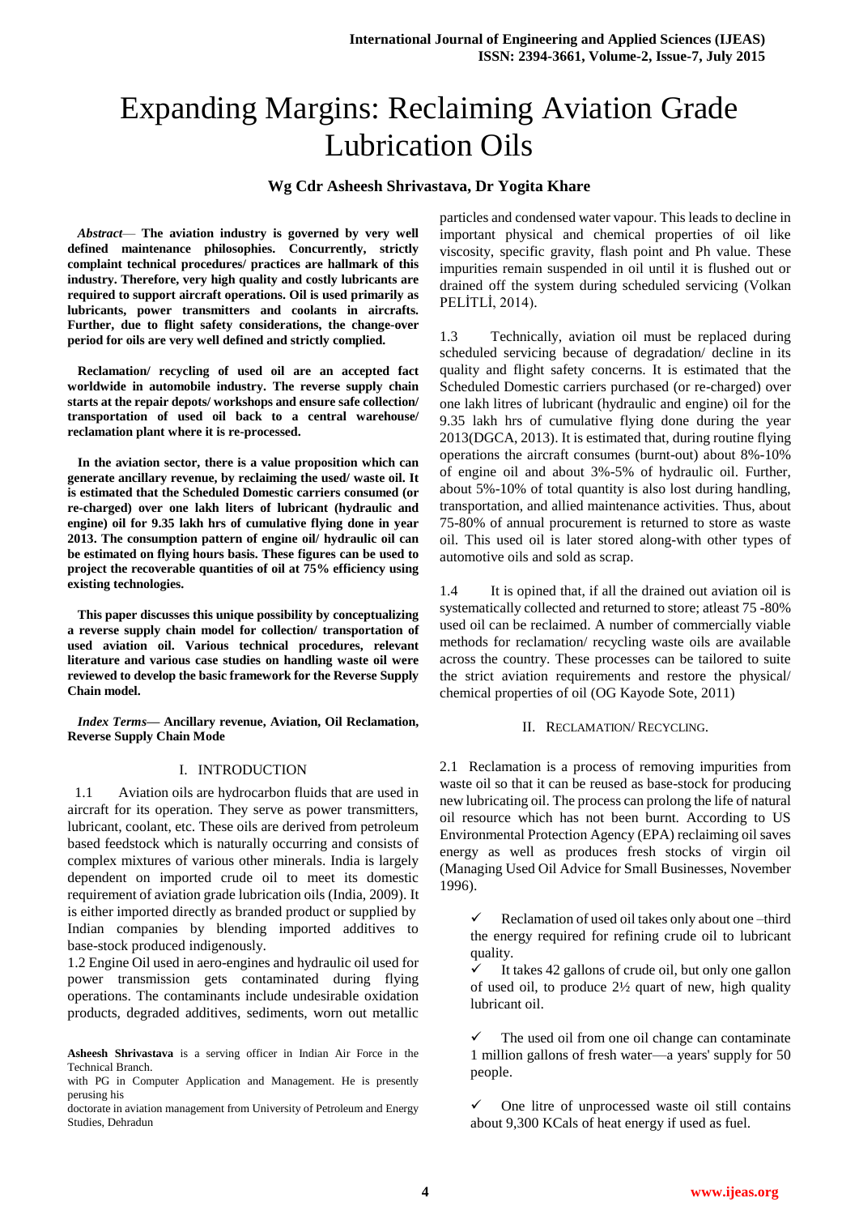# Expanding Margins: Reclaiming Aviation Grade Lubrication Oils

**Wg Cdr Asheesh Shrivastava, Dr Yogita Khare**

***Abstract*— The aviation industry is governed by very well defined maintenance philosophies. Concurrently, strictly complaint technical procedures/ practices are hallmark of this industry. Therefore, very high quality and costly lubricants are required to support aircraft operations. Oil is used primarily as lubricants, power transmitters and coolants in aircrafts. Further, due to flight safety considerations, the change-over period for oils are very well defined and strictly complied.**

**Reclamation/ recycling of used oil are an accepted fact worldwide in automobile industry. The reverse supply chain starts at the repair depots/ workshops and ensure safe collection/ transportation of used oil back to a central warehouse/ reclamation plant where it is re-processed.**

**In the aviation sector, there is a value proposition which can generate ancillary revenue, by reclaiming the used/ waste oil. It is estimated that the Scheduled Domestic carriers consumed (or re-charged) over one lakh liters of lubricant (hydraulic and engine) oil for 9.35 lakh hrs of cumulative flying done in year 2013. The consumption pattern of engine oil/ hydraulic oil can be estimated on flying hours basis. These figures can be used to project the recoverable quantities of oil at 75% efficiency using existing technologies.**

**This paper discusses this unique possibility by conceptualizing a reverse supply chain model for collection/ transportation of used aviation oil. Various technical procedures, relevant literature and various case studies on handling waste oil were reviewed to develop the basic framework for the Reverse Supply Chain model.**

***Index Terms*— Ancillary revenue, Aviation, Oil Reclamation, Reverse Supply Chain Mode**

## I. INTRODUCTION

1.1 Aviation oils are hydrocarbon fluids that are used in aircraft for its operation. They serve as power transmitters, lubricant, coolant, etc. These oils are derived from petroleum based feedstock which is naturally occurring and consists of complex mixtures of various other minerals. India is largely dependent on imported crude oil to meet its domestic requirement of aviation grade lubrication oils (India, 2009). It is either imported directly as branded product or supplied by Indian companies by blending imported additives to base-stock produced indigenously.

1.2 Engine Oil used in aero-engines and hydraulic oil used for power transmission gets contaminated during flying operations. The contaminants include undesirable oxidation products, degraded additives, sediments, worn out metallic particles and condensed water vapour. This leads to decline in important physical and chemical properties of oil like viscosity, specific gravity, flash point and Ph value. These impurities remain suspended in oil until it is flushed out or drained off the system during scheduled servicing (Volkan PELİTLİ, 2014).

1.3 Technically, aviation oil must be replaced during scheduled servicing because of degradation/ decline in its quality and flight safety concerns. It is estimated that the Scheduled Domestic carriers purchased (or re-charged) over one lakh litres of lubricant (hydraulic and engine) oil for the 9.35 lakh hrs of cumulative flying done during the year 2013(DGCA, 2013). It is estimated that, during routine flying operations the aircraft consumes (burnt-out) about 8%-10% of engine oil and about 3%-5% of hydraulic oil. Further, about 5%-10% of total quantity is also lost during handling, transportation, and allied maintenance activities. Thus, about 75-80% of annual procurement is returned to store as waste oil. This used oil is later stored along-with other types of automotive oils and sold as scrap.

1.4 It is opined that, if all the drained out aviation oil is systematically collected and returned to store; atleast 75 -80% used oil can be reclaimed. A number of commercially viable methods for reclamation/ recycling waste oils are available across the country. These processes can be tailored to suite the strict aviation requirements and restore the physical/ chemical properties of oil (OG Kayode Sote, 2011)

## II. RECLAMATION/ RECYCLING.

2.1 Reclamation is a process of removing impurities from waste oil so that it can be reused as base-stock for producing new lubricating oil. The process can prolong the life of natural oil resource which has not been burnt. According to US Environmental Protection Agency (EPA) reclaiming oil saves energy as well as produces fresh stocks of virgin oil (Managing Used Oil Advice for Small Businesses, November 1996).

- ✓ Reclamation of used oil takes only about one –third the energy required for refining crude oil to lubricant quality.
- ✓ It takes 42 gallons of crude oil, but only one gallon of used oil, to produce 2½ quart of new, high quality lubricant oil.
- ✓ The used oil from one oil change can contaminate 1 million gallons of fresh water—a years' supply for 50 people.
- ✓ One litre of unprocessed waste oil still contains about 9,300 KCals of heat energy if used as fuel.

**Asheesh Shrivastava** is a serving officer in Indian Air Force in the Technical Branch.

with PG in Computer Application and Management. He is presently perusing his

doctorate in aviation management from University of Petroleum and Energy Studies, Dehradun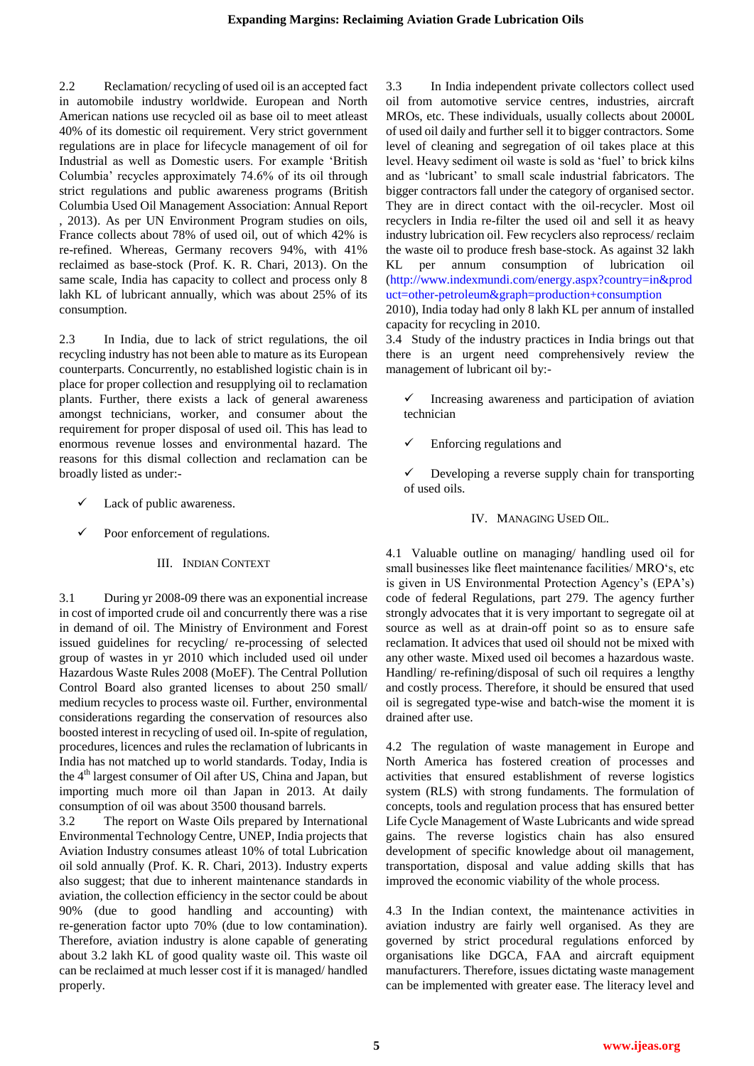2.2 Reclamation/ recycling of used oil is an accepted fact in automobile industry worldwide. European and North American nations use recycled oil as base oil to meet atleast 40% of its domestic oil requirement. Very strict government regulations are in place for lifecycle management of oil for Industrial as well as Domestic users. For example 'British Columbia' recycles approximately 74.6% of its oil through strict regulations and public awareness programs (British Columbia Used Oil Management Association: Annual Report , 2013). As per UN Environment Program studies on oils, France collects about 78% of used oil, out of which 42% is re-refined. Whereas, Germany recovers 94%, with 41% reclaimed as base-stock (Prof. K. R. Chari, 2013). On the same scale, India has capacity to collect and process only 8 lakh KL of lubricant annually, which was about 25% of its consumption.

2.3 In India, due to lack of strict regulations, the oil recycling industry has not been able to mature as its European counterparts. Concurrently, no established logistic chain is in place for proper collection and resupplying oil to reclamation plants. Further, there exists a lack of general awareness amongst technicians, worker, and consumer about the requirement for proper disposal of used oil. This has lead to enormous revenue losses and environmental hazard. The reasons for this dismal collection and reclamation can be broadly listed as under:-

- ✓ Lack of public awareness.
- ✓ Poor enforcement of regulations.

## III. Indian Context

3.1 During yr 2008-09 there was an exponential increase in cost of imported crude oil and concurrently there was a rise in demand of oil. The Ministry of Environment and Forest issued guidelines for recycling/ re-processing of selected group of wastes in yr 2010 which included used oil under Hazardous Waste Rules 2008 (MoEF). The Central Pollution Control Board also granted licenses to about 250 small/ medium recycles to process waste oil. Further, environmental considerations regarding the conservation of resources also boosted interest in recycling of used oil. In-spite of regulation, procedures, licences and rules the reclamation of lubricants in India has not matched up to world standards. Today, India is the 4th largest consumer of Oil after US, China and Japan, but importing much more oil than Japan in 2013. At daily consumption of oil was about 3500 thousand barrels.

3.2 The report on Waste Oils prepared by International Environmental Technology Centre, UNEP, India projects that Aviation Industry consumes atleast 10% of total Lubrication oil sold annually (Prof. K. R. Chari, 2013). Industry experts also suggest; that due to inherent maintenance standards in aviation, the collection efficiency in the sector could be about 90% (due to good handling and accounting) with re-generation factor upto 70% (due to low contamination). Therefore, aviation industry is alone capable of generating about 3.2 lakh KL of good quality waste oil. This waste oil can be reclaimed at much lesser cost if it is managed/ handled properly.

3.3 In India independent private collectors collect used oil from automotive service centres, industries, aircraft MROs, etc. These individuals, usually collects about 2000L of used oil daily and further sell it to bigger contractors. Some level of cleaning and segregation of oil takes place at this level. Heavy sediment oil waste is sold as 'fuel' to brick kilns and as 'lubricant' to small scale industrial fabricators. The bigger contractors fall under the category of organised sector. They are in direct contact with the oil-recycler. Most oil recyclers in India re-filter the used oil and sell it as heavy industry lubrication oil. Few recyclers also reprocess/ reclaim the waste oil to produce fresh base-stock. As against 32 lakh KL per annum consumption of lubrication oil (http://www.indexmundi.com/energy.aspx?country=in&product=other-petroleum&graph=production+consumption 2010), India today had only 8 lakh KL per annum of installed capacity for recycling in 2010.

3.4 Study of the industry practices in India brings out that there is an urgent need comprehensively review the management of lubricant oil by:-

- ✓ Increasing awareness and participation of aviation technician
- ✓ Enforcing regulations and
- ✓ Developing a reverse supply chain for transporting of used oils.

## IV. Managing Used Oil.

4.1 Valuable outline on managing/ handling used oil for small businesses like fleet maintenance facilities/ MRO's, etc is given in US Environmental Protection Agency's (EPA's) code of federal Regulations, part 279. The agency further strongly advocates that it is very important to segregate oil at source as well as at drain-off point so as to ensure safe reclamation. It advices that used oil should not be mixed with any other waste. Mixed used oil becomes a hazardous waste. Handling/ re-refining/disposal of such oil requires a lengthy and costly process. Therefore, it should be ensured that used oil is segregated type-wise and batch-wise the moment it is drained after use.

4.2 The regulation of waste management in Europe and North America has fostered creation of processes and activities that ensured establishment of reverse logistics system (RLS) with strong fundaments. The formulation of concepts, tools and regulation process that has ensured better Life Cycle Management of Waste Lubricants and wide spread gains. The reverse logistics chain has also ensured development of specific knowledge about oil management, transportation, disposal and value adding skills that has improved the economic viability of the whole process.

4.3 In the Indian context, the maintenance activities in aviation industry are fairly well organised. As they are governed by strict procedural regulations enforced by organisations like DGCA, FAA and aircraft equipment manufacturers. Therefore, issues dictating waste management can be implemented with greater ease. The literacy level and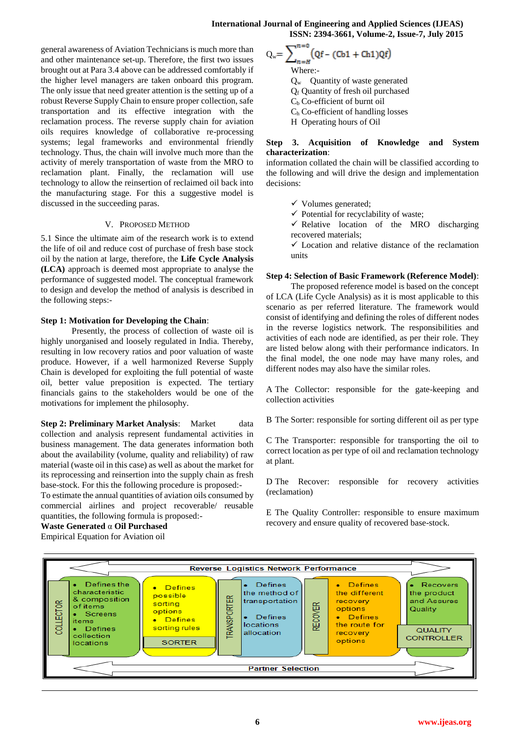general awareness of Aviation Technicians is much more than and other maintenance set-up. Therefore, the first two issues brought out at Para 3.4 above can be addressed comfortably if the higher level managers are taken onboard this program. The only issue that need greater attention is the setting up of a robust Reverse Supply Chain to ensure proper collection, safe transportation and its effective integration with the reclamation process. The reverse supply chain for aviation oils requires knowledge of collaborative re-processing systems; legal frameworks and environmental friendly technology. Thus, the chain will involve much more than the activity of merely transportation of waste from the MRO to reclamation plant. Finally, the reclamation will use technology to allow the reinsertion of reclaimed oil back into the manufacturing stage. For this a suggestive model is discussed in the succeeding paras.

## V. Proposed Method

5.1 Since the ultimate aim of the research work is to extend the life of oil and reduce cost of purchase of fresh base stock oil by the nation at large, therefore, the **Life Cycle Analysis (LCA)** approach is deemed most appropriate to analyse the performance of suggested model. The conceptual framework to design and develop the method of analysis is described in the following steps:-

**Step 1: Motivation for Developing the Chain**:

Presently, the process of collection of waste oil is highly unorganised and loosely regulated in India. Thereby, resulting in low recovery ratios and poor valuation of waste produce. However, if a well harmonized Reverse Supply Chain is developed for exploiting the full potential of waste oil, better value preposition is expected. The tertiary financials gains to the stakeholders would be one of the motivations for implement the philosophy.

**Step 2: Preliminary Market Analysis**: Market data collection and analysis represent fundamental activities in business management. The data generates information both about the availability (volume, quality and reliability) of raw material (waste oil in this case) as well as about the market for its reprocessing and reinsertion into the supply chain as fresh base-stock. For this the following procedure is proposed:-

To estimate the annual quantities of aviation oils consumed by commercial airlines and project recoverable/ reusable quantities, the following formula is proposed:-

**Waste Generated α Oil Purchased**

Empirical Equation for Aviation oil

$$Q_w = \sum_{n=H}^{n=0} \left(Qf - (Cb1 + Ch1)Qf\right)$$

Where:-

$Q_w$ Quantity of waste generated

$Q_f$ Quantity of fresh oil purchased

$C_b$ Co-efficient of burnt oil

$C_h$ Co-efficient of handling losses

H Operating hours of Oil

**Step 3. Acquisition of Knowledge and System characterization**:

information collated the chain will be classified according to the following and will drive the design and implementation decisions:

- ✓ Volumes generated;
- ✓ Potential for recyclability of waste;
- ✓ Relative location of the MRO discharging recovered materials;
- ✓ Location and relative distance of the reclamation units

**Step 4: Selection of Basic Framework (Reference Model)**:

The proposed reference model is based on the concept of LCA (Life Cycle Analysis) as it is most applicable to this scenario as per referred literature. The framework would consist of identifying and defining the roles of different nodes in the reverse logistics network. The responsibilities and activities of each node are identified, as per their role. They are listed below along with their performance indicators. In the final model, the one node may have many roles, and different nodes may also have the similar roles.

A The Collector: responsible for the gate-keeping and collection activities

B The Sorter: responsible for sorting different oil as per type

C The Transporter: responsible for transporting the oil to correct location as per type of oil and reclamation technology at plant.

D The Recover: responsible for recovery activities (reclamation)

E The Quality Controller: responsible to ensure maximum recovery and ensure quality of recovered base-stock.

Reverse Logistics Network Performance

| COLLECTOR | SORTER | TRANSPORTER | RECOVER | QUALITY CONTROLLER |
|---|---|---|---|---|
| • Defines the characteristic & composition of items<br>• Screens items<br>• Defines collection locations | • Defines possible sorting options<br>• Defines sorting rules | • Defines the method of transportation<br>• Defines locations allocation | • Defines the different recovery options<br>• Defines the route for recovery options | • Recovers the product and Assures Quality |

Partner Selection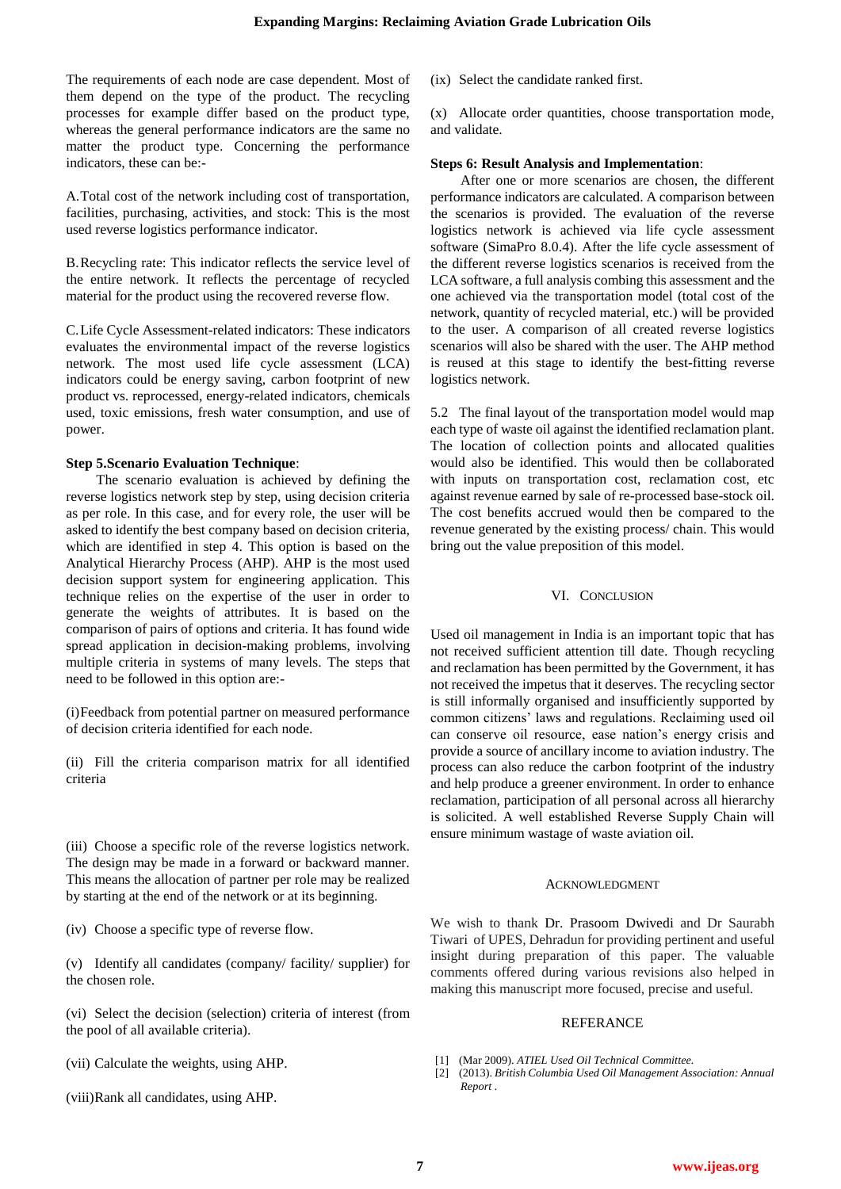The requirements of each node are case dependent. Most of them depend on the type of the product. The recycling processes for example differ based on the product type, whereas the general performance indicators are the same no matter the product type. Concerning the performance indicators, these can be:-

A. Total cost of the network including cost of transportation, facilities, purchasing, activities, and stock: This is the most used reverse logistics performance indicator.

B. Recycling rate: This indicator reflects the service level of the entire network. It reflects the percentage of recycled material for the product using the recovered reverse flow.

C. Life Cycle Assessment-related indicators: These indicators evaluates the environmental impact of the reverse logistics network. The most used life cycle assessment (LCA) indicators could be energy saving, carbon footprint of new product vs. reprocessed, energy-related indicators, chemicals used, toxic emissions, fresh water consumption, and use of power.

**Step 5.Scenario Evaluation Technique**:

The scenario evaluation is achieved by defining the reverse logistics network step by step, using decision criteria as per role. In this case, and for every role, the user will be asked to identify the best company based on decision criteria, which are identified in step 4. This option is based on the Analytical Hierarchy Process (AHP). AHP is the most used decision support system for engineering application. This technique relies on the expertise of the user in order to generate the weights of attributes. It is based on the comparison of pairs of options and criteria. It has found wide spread application in decision-making problems, involving multiple criteria in systems of many levels. The steps that need to be followed in this option are:-

(i) Feedback from potential partner on measured performance of decision criteria identified for each node.

(ii) Fill the criteria comparison matrix for all identified criteria

(iii) Choose a specific role of the reverse logistics network. The design may be made in a forward or backward manner. This means the allocation of partner per role may be realized by starting at the end of the network or at its beginning.

(iv) Choose a specific type of reverse flow.

(v) Identify all candidates (company/ facility/ supplier) for the chosen role.

(vi) Select the decision (selection) criteria of interest (from the pool of all available criteria).

(vii) Calculate the weights, using AHP.

(viii) Rank all candidates, using AHP.

(ix) Select the candidate ranked first.

(x) Allocate order quantities, choose transportation mode, and validate.

**Steps 6: Result Analysis and Implementation**:

After one or more scenarios are chosen, the different performance indicators are calculated. A comparison between the scenarios is provided. The evaluation of the reverse logistics network is achieved via the life cycle assessment software (SimaPro 8.0.4). After the life cycle assessment of the different reverse logistics scenarios is received from the LCA software, a full analysis combing this assessment and the one achieved via the transportation model (total cost of the network, quantity of recycled material, etc.) will be provided to the user. A comparison of all created reverse logistics scenarios will also be shared with the user. The AHP method is reused at this stage to identify the best-fitting reverse logistics network.

5.2 The final layout of the transportation model would map each type of waste oil against the identified reclamation plant. The location of collection points and allocated qualities would also be identified. This would then be collaborated with inputs on transportation cost, reclamation cost, etc against revenue earned by sale of re-processed base-stock oil. The cost benefits accrued would then be compared to the revenue generated by the existing process/ chain. This would bring out the value preposition of this model.

## VI. Conclusion

Used oil management in India is an important topic that has not received sufficient attention till date. Though recycling and reclamation has been permitted by the Government, it has not received the impetus that it deserves. The recycling sector is still informally organised and insufficiently supported by common citizens' laws and regulations. Reclaiming used oil can conserve oil resource, ease nation's energy crisis and provide a source of ancillary income to aviation industry. The process can also reduce the carbon footprint of the industry and help produce a greener environment. In order to enhance reclamation, participation of all personal across all hierarchy is solicited. A well established Reverse Supply Chain will ensure minimum wastage of waste aviation oil.

## Acknowledgment

We wish to thank Dr. Prasoom Dwivedi and Dr Saurabh Tiwari of UPES, Dehradun for providing pertinent and useful insight during preparation of this paper. The valuable comments offered during various revisions also helped in making this manuscript more focused, precise and useful.

## REFERANCE

[1] (Mar 2009). *ATIEL Used Oil Technical Committee.*

[2] (2013). *British Columbia Used Oil Management Association: Annual Report .*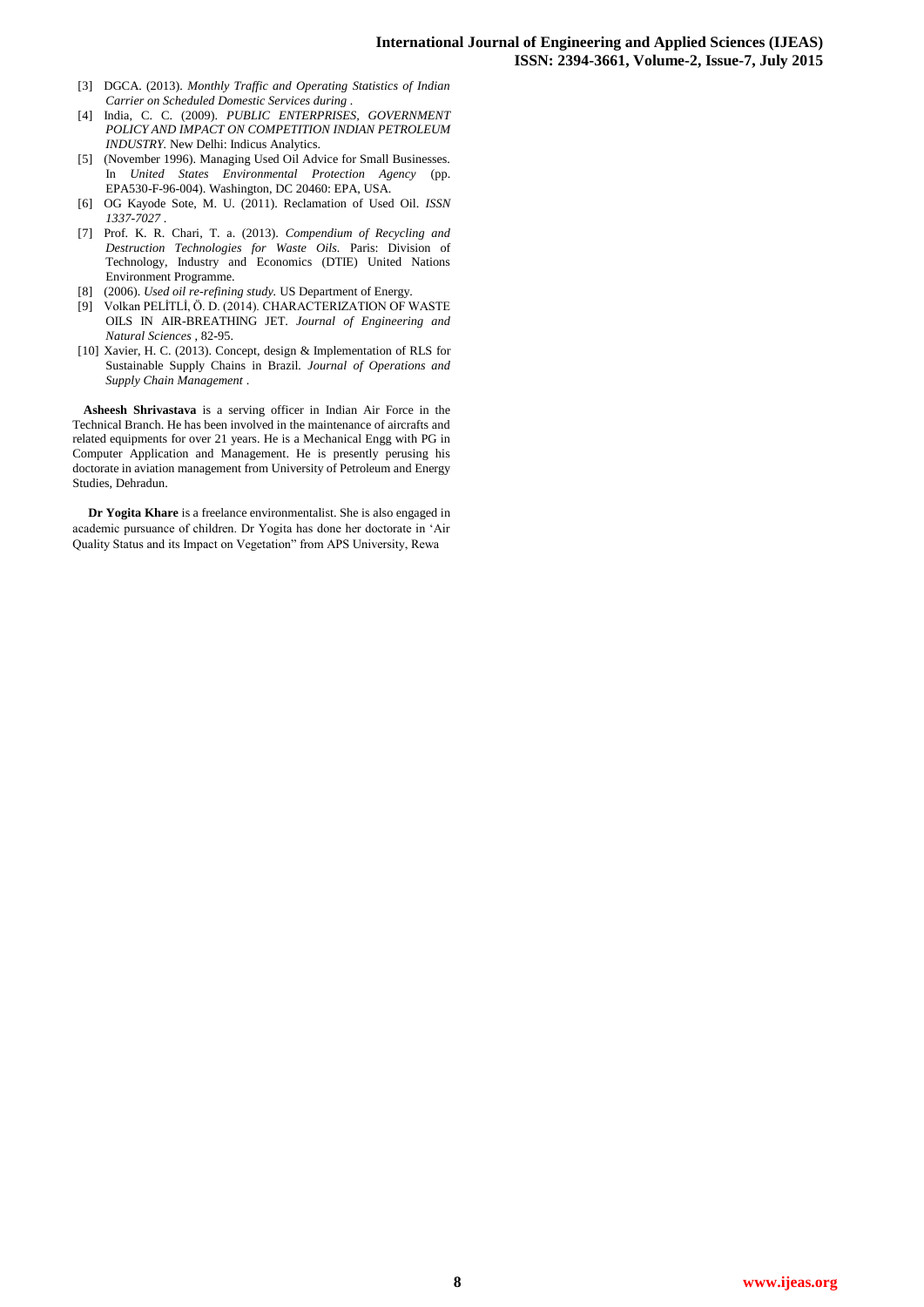[3] DGCA. (2013). *Monthly Traffic and Operating Statistics of Indian Carrier on Scheduled Domestic Services during* .

[4] India, C. C. (2009). *PUBLIC ENTERPRISES, GOVERNMENT POLICY AND IMPACT ON COMPETITION INDIAN PETROLEUM INDUSTRY.* New Delhi: Indicus Analytics.

[5] (November 1996). Managing Used Oil Advice for Small Businesses. In *United States Environmental Protection Agency* (pp. EPA530-F-96-004). Washington, DC 20460: EPA, USA.

[6] OG Kayode Sote, M. U. (2011). Reclamation of Used Oil. *ISSN 1337-7027* .

[7] Prof. K. R. Chari, T. a. (2013). *Compendium of Recycling and Destruction Technologies for Waste Oils.* Paris: Division of Technology, Industry and Economics (DTIE) United Nations Environment Programme.

[8] (2006). *Used oil re-refining study.* US Department of Energy.

[9] Volkan PELİTLİ, Ö. D. (2014). CHARACTERIZATION OF WASTE OILS IN AIR-BREATHING JET. *Journal of Engineering and Natural Sciences* , 82-95.

[10] Xavier, H. C. (2013). Concept, design & Implementation of RLS for Sustainable Supply Chains in Brazil. *Journal of Operations and Supply Chain Management* .

**Asheesh Shrivastava** is a serving officer in Indian Air Force in the Technical Branch. He has been involved in the maintenance of aircrafts and related equipments for over 21 years. He is a Mechanical Engg with PG in Computer Application and Management. He is presently perusing his doctorate in aviation management from University of Petroleum and Energy Studies, Dehradun.

**Dr Yogita Khare** is a freelance environmentalist. She is also engaged in academic pursuance of children. Dr Yogita has done her doctorate in 'Air Quality Status and its Impact on Vegetation" from APS University, Rewa